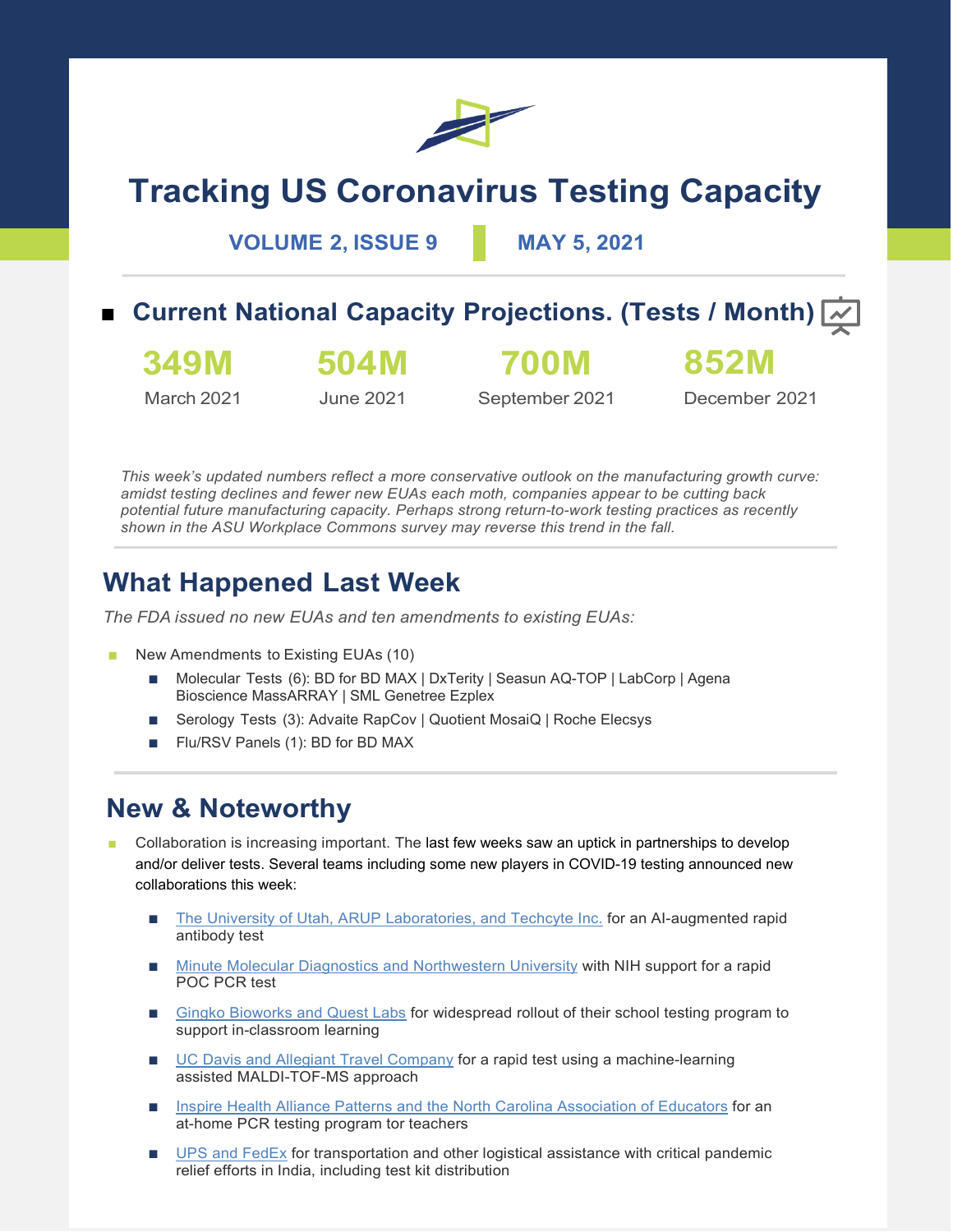# Tracking US Coronavirus Testing Capacity

**VOLUME 2, ISSUE 9** | **MAY 5, 2021**

## Current National Capacity Projections. (Tests / Month)

| 349M | 504M | 700M | 852M |
|---|---|---|---|
| March 2021 | June 2021 | September 2021 | December 2021 |

*This week's updated numbers reflect a more conservative outlook on the manufacturing growth curve: amidst testing declines and fewer new EUAs each moth, companies appear to be cutting back potential future manufacturing capacity. Perhaps strong return-to-work testing practices as recently shown in the ASU Workplace Commons survey may reverse this trend in the fall.*

## What Happened Last Week

*The FDA issued no new EUAs and ten amendments to existing EUAs:*

- New Amendments to Existing EUAs (10)
  - Molecular Tests (6): BD for BD MAX | DxTerity | Seasun AQ-TOP | LabCorp | Agena Bioscience MassARRAY | SML Genetree Ezplex
  - Serology Tests (3): Advaite RapCov | Quotient MosaiQ | Roche Elecsys
  - Flu/RSV Panels (1): BD for BD MAX

## New & Noteworthy

- Collaboration is increasing important. The last few weeks saw an uptick in partnerships to develop and/or deliver tests. Several teams including some new players in COVID-19 testing announced new collaborations this week:
  - The University of Utah, ARUP Laboratories, and Techcyte Inc. for an AI-augmented rapid antibody test
  - Minute Molecular Diagnostics and Northwestern University with NIH support for a rapid POC PCR test
  - Gingko Bioworks and Quest Labs for widespread rollout of their school testing program to support in-classroom learning
  - UC Davis and Allegiant Travel Company for a rapid test using a machine-learning assisted MALDI-TOF-MS approach
  - Inspire Health Alliance Patterns and the North Carolina Association of Educators for an at-home PCR testing program tor teachers
  - UPS and FedEx for transportation and other logistical assistance with critical pandemic relief efforts in India, including test kit distribution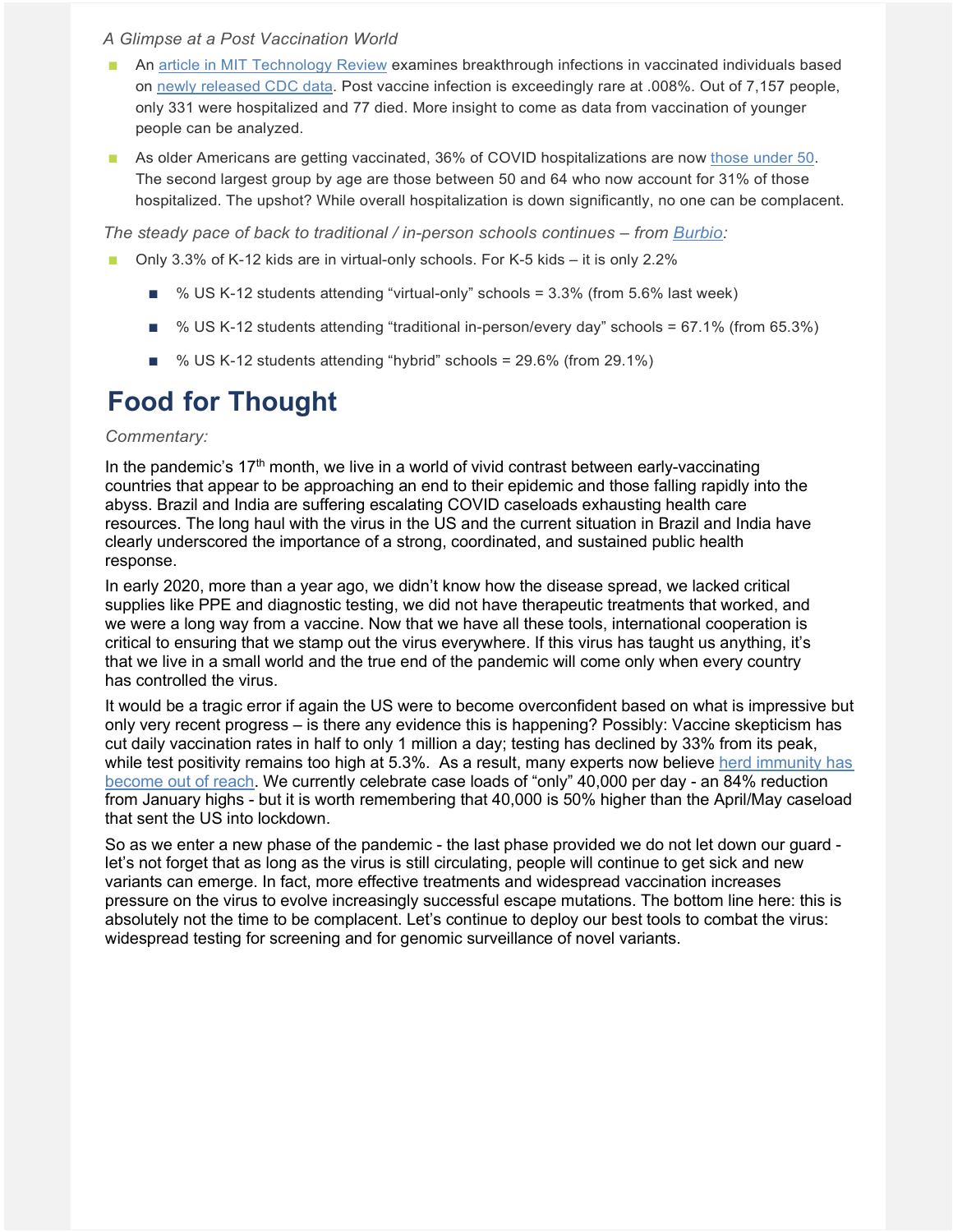*A Glimpse at a Post Vaccination World*

- An article in MIT Technology Review examines breakthrough infections in vaccinated individuals based on newly released CDC data. Post vaccine infection is exceedingly rare at .008%. Out of 7,157 people, only 331 were hospitalized and 77 died. More insight to come as data from vaccination of younger people can be analyzed.
- As older Americans are getting vaccinated, 36% of COVID hospitalizations are now those under 50. The second largest group by age are those between 50 and 64 who now account for 31% of those hospitalized. The upshot? While overall hospitalization is down significantly, no one can be complacent.

*The steady pace of back to traditional / in-person schools continues – from Burbio:*

- Only 3.3% of K-12 kids are in virtual-only schools. For K-5 kids – it is only 2.2%
  - % US K-12 students attending "virtual-only" schools = 3.3% (from 5.6% last week)
  - % US K-12 students attending "traditional in-person/every day" schools = 67.1% (from 65.3%)
  - % US K-12 students attending "hybrid" schools = 29.6% (from 29.1%)

# Food for Thought

*Commentary:*

In the pandemic's 17th month, we live in a world of vivid contrast between early-vaccinating countries that appear to be approaching an end to their epidemic and those falling rapidly into the abyss. Brazil and India are suffering escalating COVID caseloads exhausting health care resources. The long haul with the virus in the US and the current situation in Brazil and India have clearly underscored the importance of a strong, coordinated, and sustained public health response.

In early 2020, more than a year ago, we didn't know how the disease spread, we lacked critical supplies like PPE and diagnostic testing, we did not have therapeutic treatments that worked, and we were a long way from a vaccine. Now that we have all these tools, international cooperation is critical to ensuring that we stamp out the virus everywhere. If this virus has taught us anything, it's that we live in a small world and the true end of the pandemic will come only when every country has controlled the virus.

It would be a tragic error if again the US were to become overconfident based on what is impressive but only very recent progress – is there any evidence this is happening? Possibly: Vaccine skepticism has cut daily vaccination rates in half to only 1 million a day; testing has declined by 33% from its peak, while test positivity remains too high at 5.3%. As a result, many experts now believe herd immunity has become out of reach. We currently celebrate case loads of "only" 40,000 per day - an 84% reduction from January highs - but it is worth remembering that 40,000 is 50% higher than the April/May caseload that sent the US into lockdown.

So as we enter a new phase of the pandemic - the last phase provided we do not let down our guard - let's not forget that as long as the virus is still circulating, people will continue to get sick and new variants can emerge. In fact, more effective treatments and widespread vaccination increases pressure on the virus to evolve increasingly successful escape mutations. The bottom line here: this is absolutely not the time to be complacent. Let's continue to deploy our best tools to combat the virus: widespread testing for screening and for genomic surveillance of novel variants.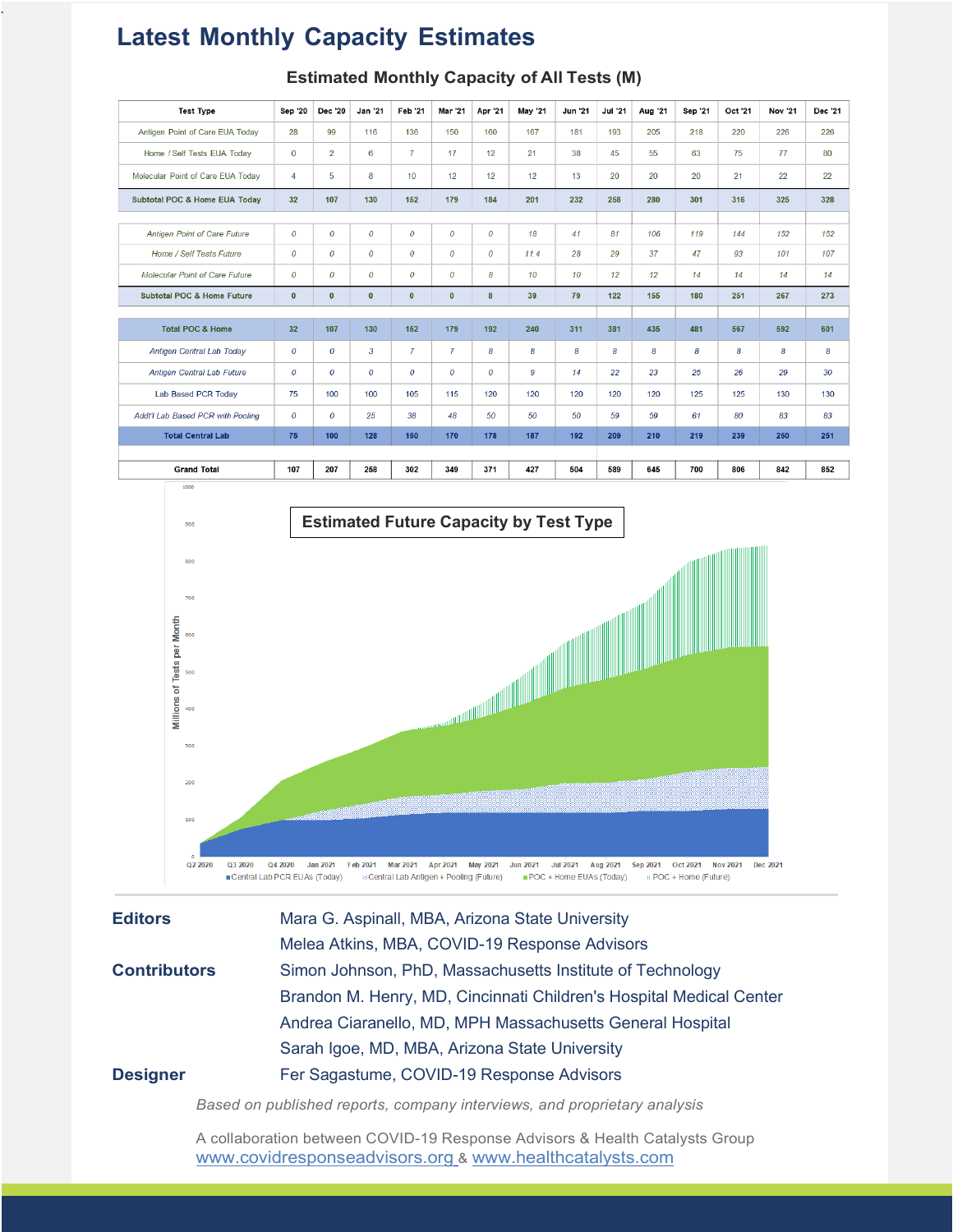# Latest Monthly Capacity Estimates

### Estimated Monthly Capacity of All Tests (M)

| Test Type | Sep '20 | Dec '20 | Jan '21 | Feb '21 | Mar '21 | Apr '21 | May '21 | Jun '21 | Jul '21 | Aug '21 | Sep '21 | Oct '21 | Nov '21 | Dec '21 |
|---|---|---|---|---|---|---|---|---|---|---|---|---|---|---|
| Antigen Point of Care EUA Today | 28 | 99 | 116 | 136 | 150 | 160 | 167 | 181 | 193 | 205 | 218 | 220 | 226 | 226 |
| Home / Self Tests EUA Today | 0 | 2 | 6 | 7 | 17 | 12 | 21 | 38 | 45 | 55 | 63 | 75 | 77 | 80 |
| Molecular Point of Care EUA Today | 4 | 5 | 8 | 10 | 12 | 12 | 12 | 13 | 20 | 20 | 20 | 21 | 22 | 22 |
| **Subtotal POC & Home EUA Today** | **32** | **107** | **130** | **152** | **179** | **184** | **201** | **232** | **258** | **280** | **301** | **316** | **325** | **328** |
| | | | | | | | | | | | | | | |
| *Antigen Point of Care Future* | *0* | *0* | *0* | *0* | *0* | *0* | *18* | *41* | *81* | *106* | *119* | *144* | *152* | *152* |
| *Home / Self Tests Future* | *0* | *0* | *0* | *0* | *0* | *0* | *11.4* | *28* | *29* | *37* | *47* | *93* | *101* | *107* |
| *Molecular Point of Care Future* | *0* | *0* | *0* | *0* | *0* | *8* | *10* | *10* | *12* | *12* | *14* | *14* | *14* | *14* |
| **Subtotal POC & Home Future** | **0** | **0** | **0** | **0** | **0** | **8** | **39** | **79** | **122** | **155** | **180** | **251** | **267** | **273** |
| | | | | | | | | | | | | | | |
| **Total POC & Home** | **32** | **107** | **130** | **152** | **179** | **192** | **240** | **311** | **381** | **435** | **481** | **567** | **592** | **601** |
| *Antigen Central Lab Today* | *0* | *0* | *3* | *7* | *7* | *8* | *8* | *8* | *8* | *8* | *8* | *8* | *8* | *8* |
| *Antigen Central Lab Future* | *0* | *0* | *0* | *0* | *0* | *0* | *9* | *14* | *22* | *23* | *25* | *26* | *29* | *30* |
| Lab Based PCR Today | 75 | 100 | 100 | 105 | 115 | 120 | 120 | 120 | 120 | 120 | 125 | 125 | 130 | 130 |
| *Add'l Lab Based PCR with Pooling* | *0* | *0* | *25* | *38* | *48* | *50* | *50* | *50* | *59* | *59* | *61* | *80* | *83* | *83* |
| **Total Central Lab** | **75** | **100** | **128** | **150** | **170** | **178** | **187** | **192** | **209** | **210** | **219** | **239** | **250** | **251** |
| | | | | | | | | | | | | | | |
| **Grand Total** | **107** | **207** | **258** | **302** | **349** | **371** | **427** | **504** | **589** | **645** | **700** | **806** | **842** | **852** |

**Estimated Future Capacity by Test Type**

Millions of Tests per Month

0, 100, 200, 300, 400, 500, 600, 700, 800, 900, 1000

Q2 2020, Q3 2020, Q4 2020, Jan 2021, Feb 2021, Mar 2021, Apr 2021, May 2021, Jun 2021, Jul 2021, Aug 2021, Sep 2021, Oct 2021, Nov 2021, Dec 2021

Central Lab PCR EUAs (Today) · Central Lab Antigen + Pooling (Future) · POC + Home EUAs (Today) · POC + Home (Future)

---

**Editors** Mara G. Aspinall, MBA, Arizona State University
Melea Atkins, MBA, COVID-19 Response Advisors

**Contributors** Simon Johnson, PhD, Massachusetts Institute of Technology
Brandon M. Henry, MD, Cincinnati Children's Hospital Medical Center
Andrea Ciaranello, MD, MPH Massachusetts General Hospital
Sarah Igoe, MD, MBA, Arizona State University

**Designer** Fer Sagastume, COVID-19 Response Advisors

*Based on published reports, company interviews, and proprietary analysis*

A collaboration between COVID-19 Response Advisors & Health Catalysts Group
www.covidresponseadvisors.org & www.healthcatalysts.com